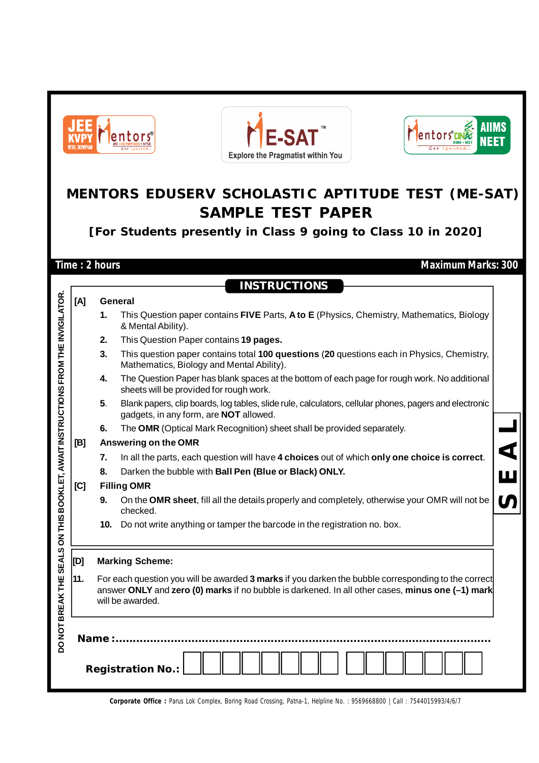JEE KVPY NTSE, OLYMPIAD Mentors — ME-SAT™ Explore the Pragmatist within You — Mentors DNA AIIMS NEET

# MENTORS EDUSERV SCHOLASTIC APTITUDE TEST (ME-SAT)

## SAMPLE TEST PAPER

### [For Students presently in Class 9 going to Class 10 in 2020]

**Time : 2 hours** **Maximum Marks: 300**

DO NOT BREAK THE SEALS ON THIS BOOKLET, AWAIT INSTRUCTIONS FROM THE INVIGILATOR.

## INSTRUCTIONS

**[A] General**

1. This Question paper contains **FIVE** Parts, **A to E** (Physics, Chemistry, Mathematics, Biology & Mental Ability).
2. This Question Paper contains **19 pages.**
3. This question paper contains total **100 questions** (**20** questions each in Physics, Chemistry, Mathematics, Biology and Mental Ability).
4. The Question Paper has blank spaces at the bottom of each page for rough work. No additional sheets will be provided for rough work.
5. Blank papers, clip boards, log tables, slide rule, calculators, cellular phones, pagers and electronic gadgets, in any form, are **NOT** allowed.
6. The **OMR** (Optical Mark Recognition) sheet shall be provided separately.

**[B] Answering on the OMR**

7. In all the parts, each question will have **4 choices** out of which **only one choice is correct**.
8. Darken the bubble with **Ball Pen (Blue or Black) ONLY.**

**[C] Filling OMR**

9. On the **OMR sheet**, fill all the details properly and completely, otherwise your OMR will not be checked.
10. Do not write anything or tamper the barcode in the registration no. box.

**[D] Marking Scheme:**

11. For each question you will be awarded **3 marks** if you darken the bubble corresponding to the correct answer **ONLY** and **zero (0) marks** if no bubble is darkened. In all other cases, **minus one (–1) mark** will be awarded.

SEAL

**Name :**.................................................................................................................

**Registration No.:** | | | | | | | | | | | | | | | |

**Corporate Office :** Parus Lok Complex, Boring Road Crossing, Patna-1, Helpline No. : 9569668800 | Call : 7544015993/4/6/7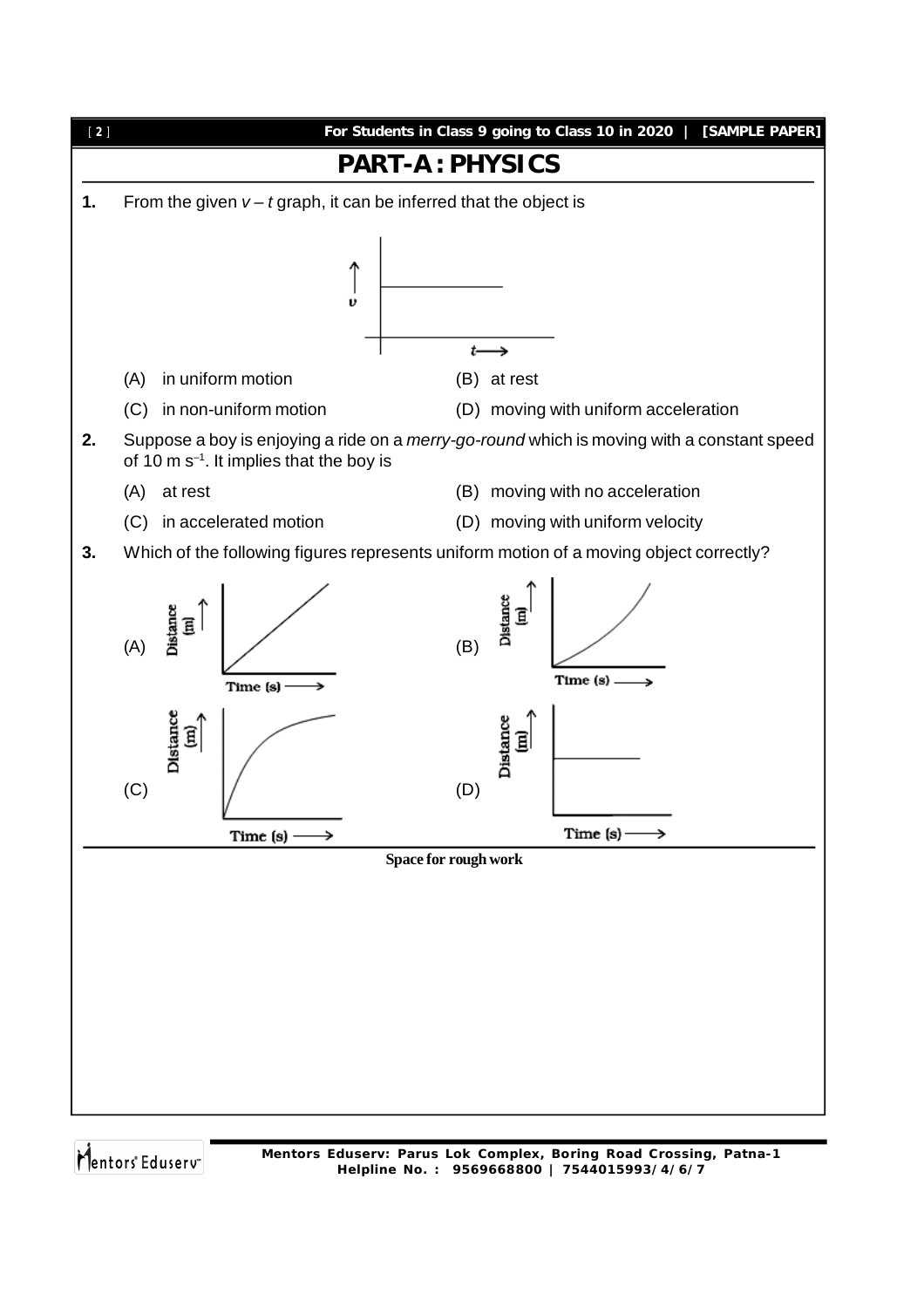# PART-A : PHYSICS

**1.** From the given $v - t$ graph, it can be inferred that the object is

(A) in uniform motion

(B) at rest

(C) in non-uniform motion

(D) moving with uniform acceleration

**2.** Suppose a boy is enjoying a ride on a *merry-go-round* which is moving with a constant speed of 10 m $s^{-1}$. It implies that the boy is

(A) at rest

(B) moving with no acceleration

(C) in accelerated motion

(D) moving with uniform velocity

**3.** Which of the following figures represents uniform motion of a moving object correctly?

(A)

(B)

(C)

(D)

**Space for rough work**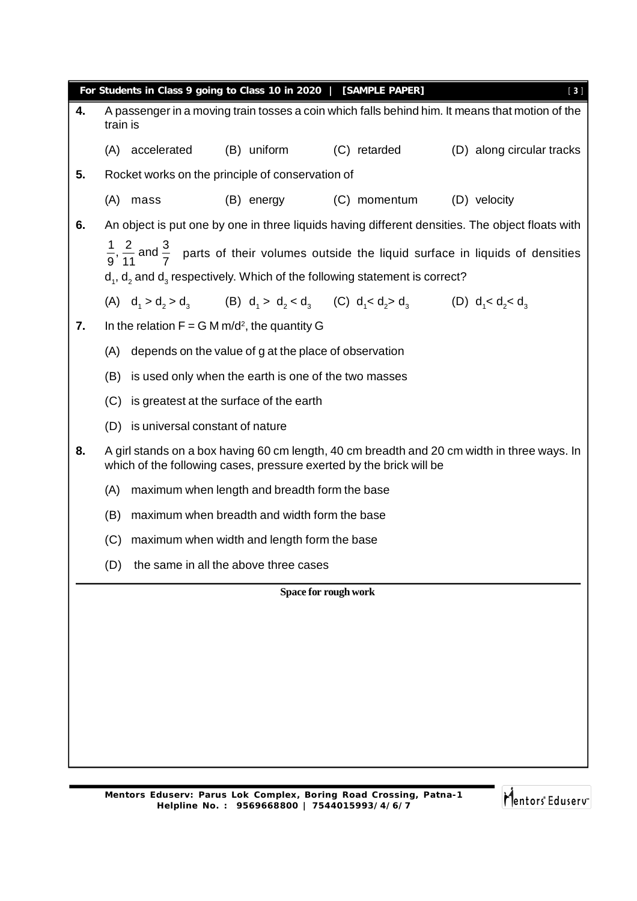**4.** A passenger in a moving train tosses a coin which falls behind him. It means that motion of the train is

(A) accelerated (B) uniform (C) retarded (D) along circular tracks

**5.** Rocket works on the principle of conservation of

(A) mass (B) energy (C) momentum (D) velocity

**6.** An object is put one by one in three liquids having different densities. The object floats with $\frac{1}{9}, \frac{2}{11}$ and $\frac{3}{7}$ parts of their volumes outside the liquid surface in liquids of densities $d_1$, $d_2$ and $d_3$ respectively. Which of the following statement is correct?

(A) $d_1 > d_2 > d_3$ (B) $d_1 > d_2 < d_3$ (C) $d_1 < d_2 > d_3$ (D) $d_1 < d_2 < d_3$

**7.** In the relation $F = G\,M\,m/d^2$, the quantity G

(A) depends on the value of g at the place of observation

(B) is used only when the earth is one of the two masses

(C) is greatest at the surface of the earth

(D) is universal constant of nature

**8.** A girl stands on a box having 60 cm length, 40 cm breadth and 20 cm width in three ways. In which of the following cases, pressure exerted by the brick will be

(A) maximum when length and breadth form the base

(B) maximum when breadth and width form the base

(C) maximum when width and length form the base

(D) the same in all the above three cases

**Space for rough work**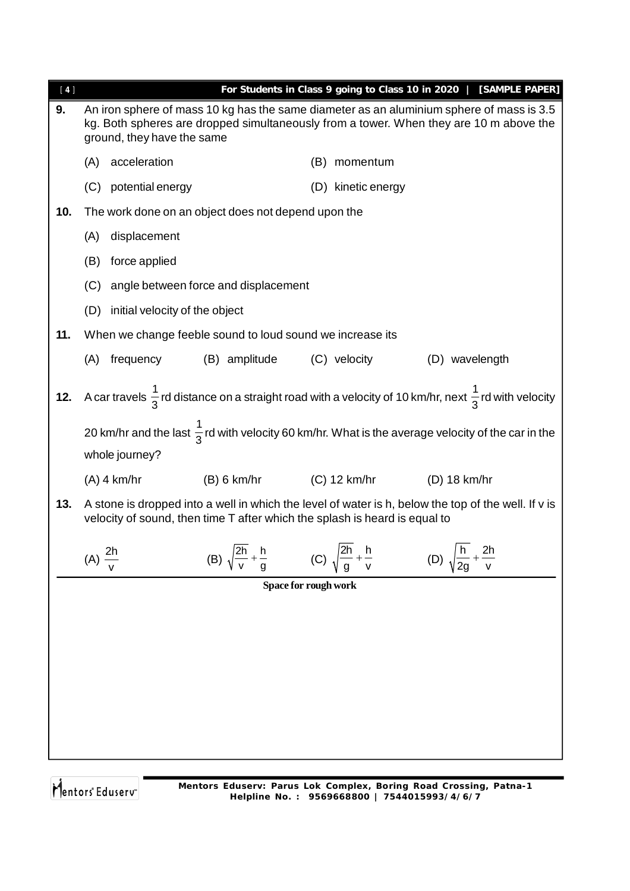**9.** An iron sphere of mass 10 kg has the same diameter as an aluminium sphere of mass is 3.5 kg. Both spheres are dropped simultaneously from a tower. When they are 10 m above the ground, they have the same

(A) acceleration (B) momentum

(C) potential energy (D) kinetic energy

**10.** The work done on an object does not depend upon the

(A) displacement

(B) force applied

(C) angle between force and displacement

(D) initial velocity of the object

**11.** When we change feeble sound to loud sound we increase its

(A) frequency (B) amplitude (C) velocity (D) wavelength

**12.** A car travels $\frac{1}{3}$rd distance on a straight road with a velocity of 10 km/hr, next $\frac{1}{3}$rd with velocity 20 km/hr and the last $\frac{1}{3}$rd with velocity 60 km/hr. What is the average velocity of the car in the whole journey?

(A) 4 km/hr (B) 6 km/hr (C) 12 km/hr (D) 18 km/hr

**13.** A stone is dropped into a well in which the level of water is h, below the top of the well. If v is velocity of sound, then time T after which the splash is heard is equal to

(A) $\frac{2h}{v}$ (B) $\sqrt{\frac{2h}{v}} + \frac{h}{g}$ (C) $\sqrt{\frac{2h}{g}} + \frac{h}{v}$ (D) $\sqrt{\frac{h}{2g}} + \frac{2h}{v}$

**Space for rough work**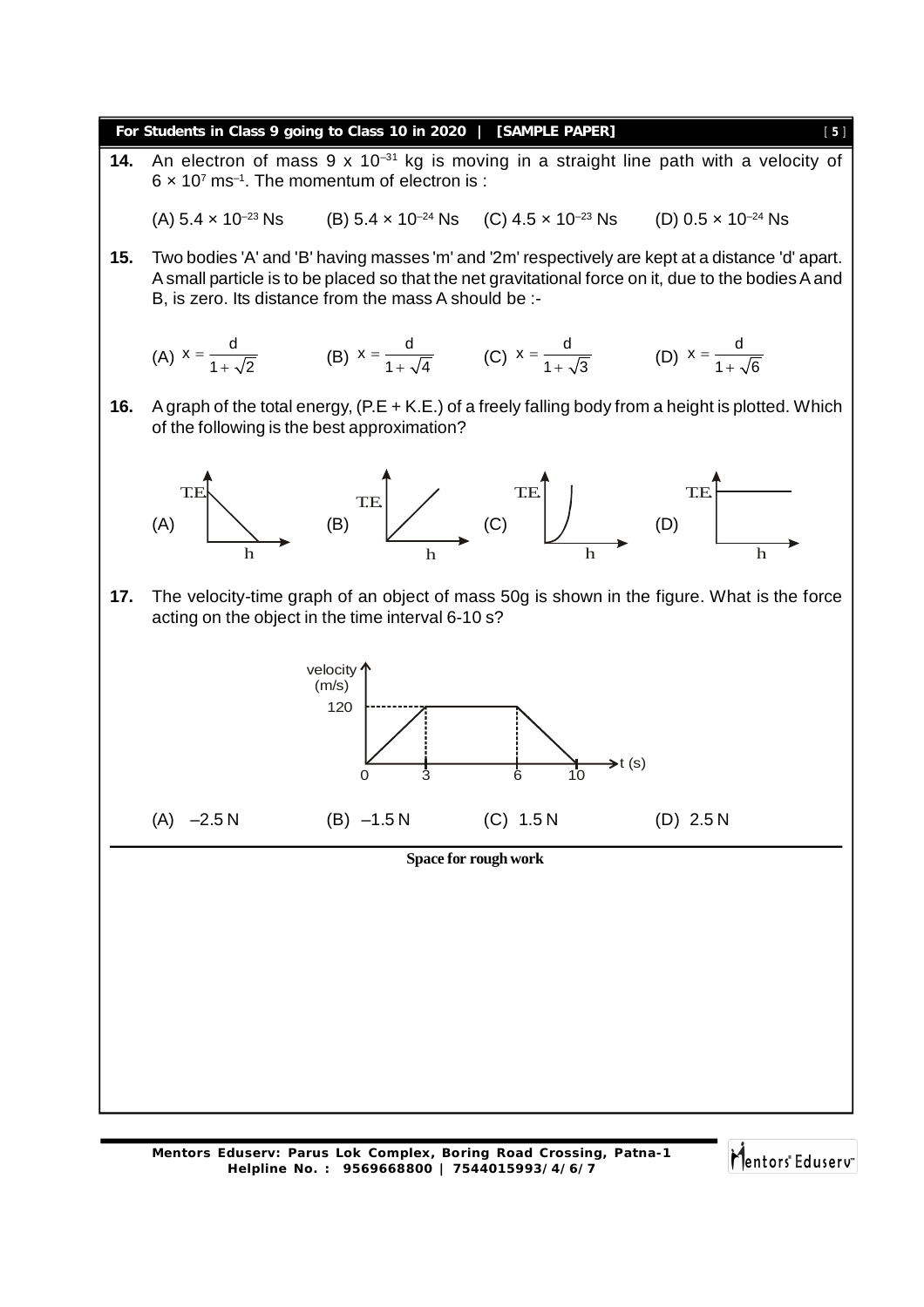**14.** An electron of mass $9 \times 10^{-31}$ kg is moving in a straight line path with a velocity of $6 \times 10^{7}$ ms$^{-1}$. The momentum of electron is :

(A) $5.4 \times 10^{-23}$ Ns (B) $5.4 \times 10^{-24}$ Ns (C) $4.5 \times 10^{-23}$ Ns (D) $0.5 \times 10^{-24}$ Ns

**15.** Two bodies 'A' and 'B' having masses 'm' and '2m' respectively are kept at a distance 'd' apart. A small particle is to be placed so that the net gravitational force on it, due to the bodies A and B, is zero. Its distance from the mass A should be :-

(A) $x = \frac{d}{1+\sqrt{2}}$ (B) $x = \frac{d}{1+\sqrt{4}}$ (C) $x = \frac{d}{1+\sqrt{3}}$ (D) $x = \frac{d}{1+\sqrt{6}}$

**16.** A graph of the total energy, (P.E + K.E.) of a freely falling body from a height is plotted. Which of the following is the best approximation?

(A) T.E. vs h: straight line decreasing
(B) T.E. vs h: straight line increasing from origin
(C) T.E. vs h: curve rising steeply
(D) T.E. vs h: horizontal line

**17.** The velocity-time graph of an object of mass 50g is shown in the figure. What is the force acting on the object in the time interval 6-10 s?

Graph: velocity (m/s) vs t (s); velocity rises from 0 at t = 0 to 120 at t = 3, stays at 120 until t = 6, then falls to 0 at t = 10.

(A) –2.5 N (B) –1.5 N (C) 1.5 N (D) 2.5 N

**Space for rough work**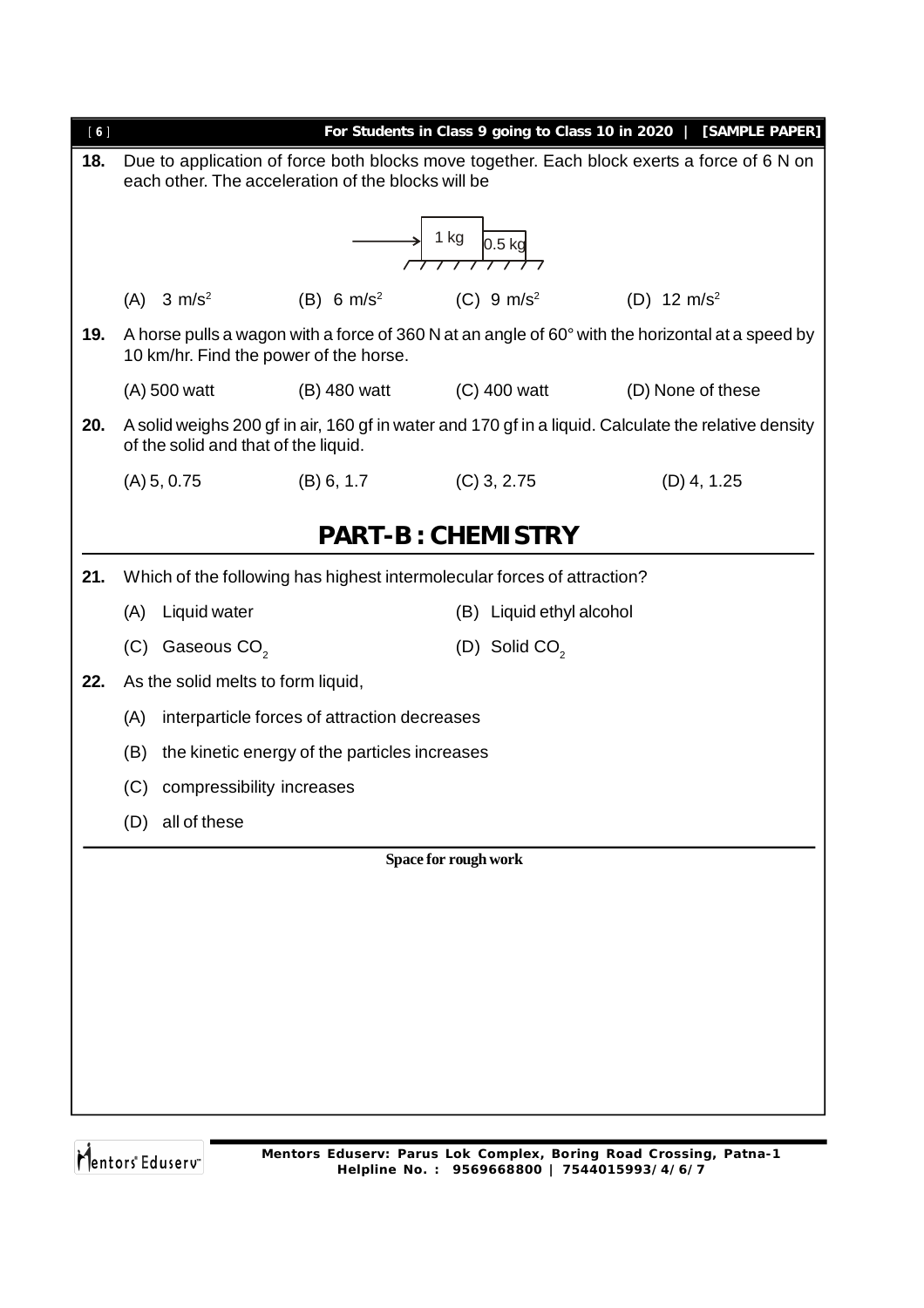**18.** Due to application of force both blocks move together. Each block exerts a force of 6 N on each other. The acceleration of the blocks will be

(A) $3\ m/s^2$ (B) $6\ m/s^2$ (C) $9\ m/s^2$ (D) $12\ m/s^2$

**19.** A horse pulls a wagon with a force of 360 N at an angle of 60° with the horizontal at a speed by 10 km/hr. Find the power of the horse.

(A) 500 watt (B) 480 watt (C) 400 watt (D) None of these

**20.** A solid weighs 200 gf in air, 160 gf in water and 170 gf in a liquid. Calculate the relative density of the solid and that of the liquid.

(A) 5, 0.75 (B) 6, 1.7 (C) 3, 2.75 (D) 4, 1.25

## PART-B : CHEMISTRY

**21.** Which of the following has highest intermolecular forces of attraction?

(A) Liquid water (B) Liquid ethyl alcohol

(C) Gaseous $CO_2$ (D) Solid $CO_2$

**22.** As the solid melts to form liquid,

(A) interparticle forces of attraction decreases

(B) the kinetic energy of the particles increases

(C) compressibility increases

(D) all of these

**Space for rough work**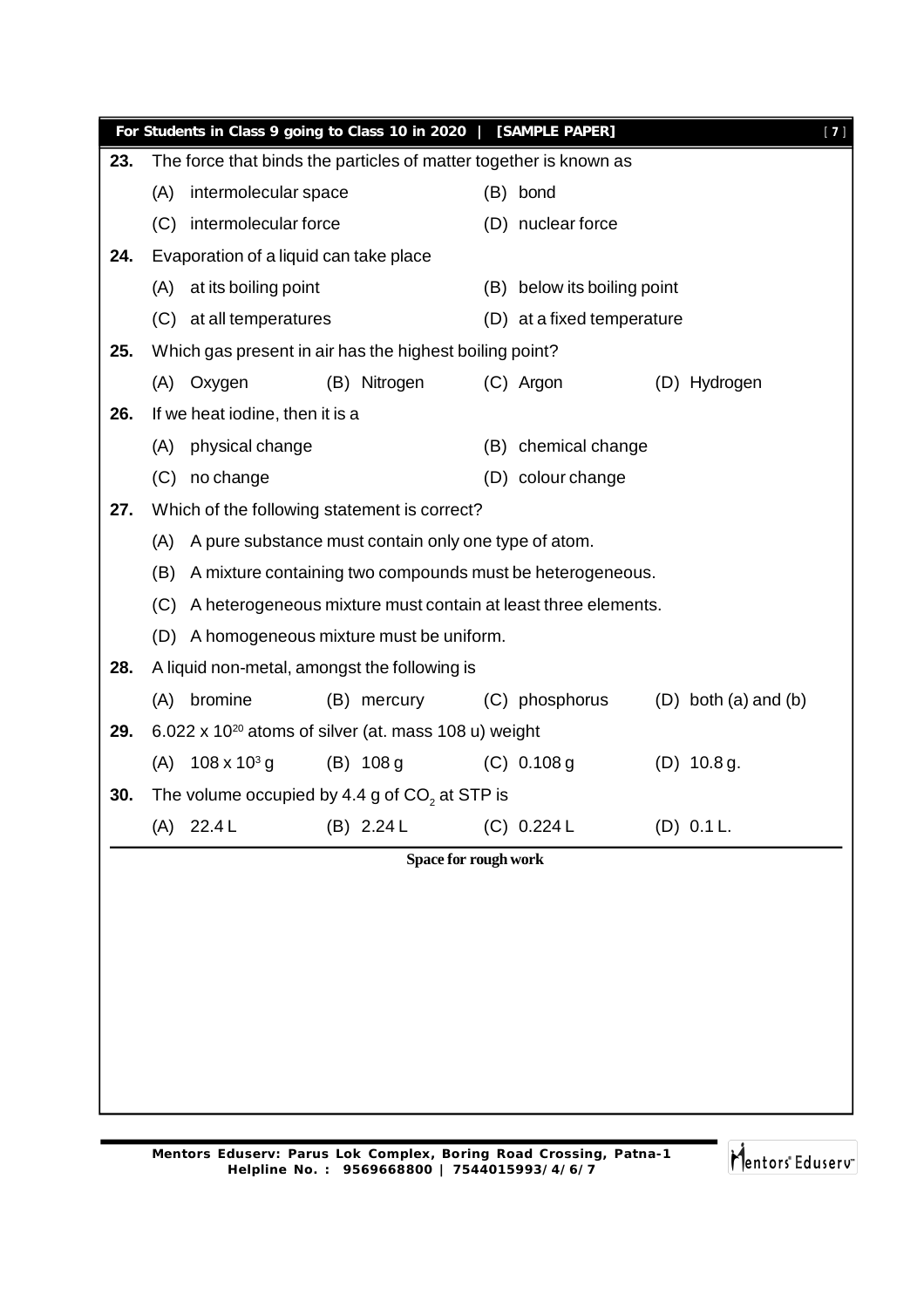**23.** The force that binds the particles of matter together is known as

(A) intermolecular space (B) bond

(C) intermolecular force (D) nuclear force

**24.** Evaporation of a liquid can take place

(A) at its boiling point (B) below its boiling point

(C) at all temperatures (D) at a fixed temperature

**25.** Which gas present in air has the highest boiling point?

(A) Oxygen (B) Nitrogen (C) Argon (D) Hydrogen

**26.** If we heat iodine, then it is a

(A) physical change (B) chemical change

(C) no change (D) colour change

**27.** Which of the following statement is correct?

(A) A pure substance must contain only one type of atom.

(B) A mixture containing two compounds must be heterogeneous.

(C) A heterogeneous mixture must contain at least three elements.

(D) A homogeneous mixture must be uniform.

**28.** A liquid non-metal, amongst the following is

(A) bromine (B) mercury (C) phosphorus (D) both (a) and (b)

**29.** $6.022 \times 10^{20}$ atoms of silver (at. mass 108 u) weight

(A) $108 \times 10^{3}$ g (B) 108 g (C) 0.108 g (D) 10.8 g.

**30.** The volume occupied by 4.4 g of $CO_2$ at STP is

(A) 22.4 L (B) 2.24 L (C) 0.224 L (D) 0.1 L.

**Space for rough work**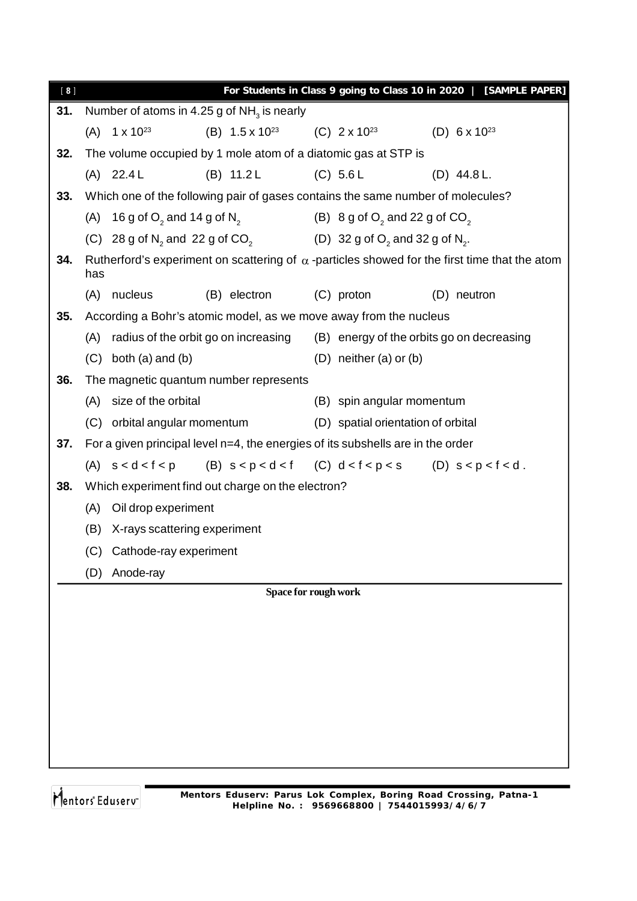**31.** Number of atoms in 4.25 g of $NH_3$ is nearly

(A) $1 \times 10^{23}$  (B) $1.5 \times 10^{23}$  (C) $2 \times 10^{23}$  (D) $6 \times 10^{23}$

**32.** The volume occupied by 1 mole atom of a diatomic gas at STP is

(A) 22.4 L  (B) 11.2 L  (C) 5.6 L  (D) 44.8 L.

**33.** Which one of the following pair of gases contains the same number of molecules?

(A) 16 g of $O_2$ and 14 g of $N_2$

(B) 8 g of $O_2$ and 22 g of $CO_2$

(C) 28 g of $N_2$ and 22 g of $CO_2$

(D) 32 g of $O_2$ and 32 g of $N_2$.

**34.** Rutherford's experiment on scattering of $\alpha$-particles showed for the first time that the atom has

(A) nucleus  (B) electron  (C) proton  (D) neutron

**35.** According a Bohr's atomic model, as we move away from the nucleus

(A) radius of the orbit go on increasing

(B) energy of the orbits go on decreasing

(C) both (a) and (b)

(D) neither (a) or (b)

**36.** The magnetic quantum number represents

(A) size of the orbital

(B) spin angular momentum

(C) orbital angular momentum

(D) spatial orientation of orbital

**37.** For a given principal level n=4, the energies of its subshells are in the order

(A) $s < d < f < p$  (B) $s < p < d < f$  (C) $d < f < p < s$  (D) $s < p < f < d$.

**38.** Which experiment find out charge on the electron?

(A) Oil drop experiment

(B) X-rays scattering experiment

(C) Cathode-ray experiment

(D) Anode-ray

**Space for rough work**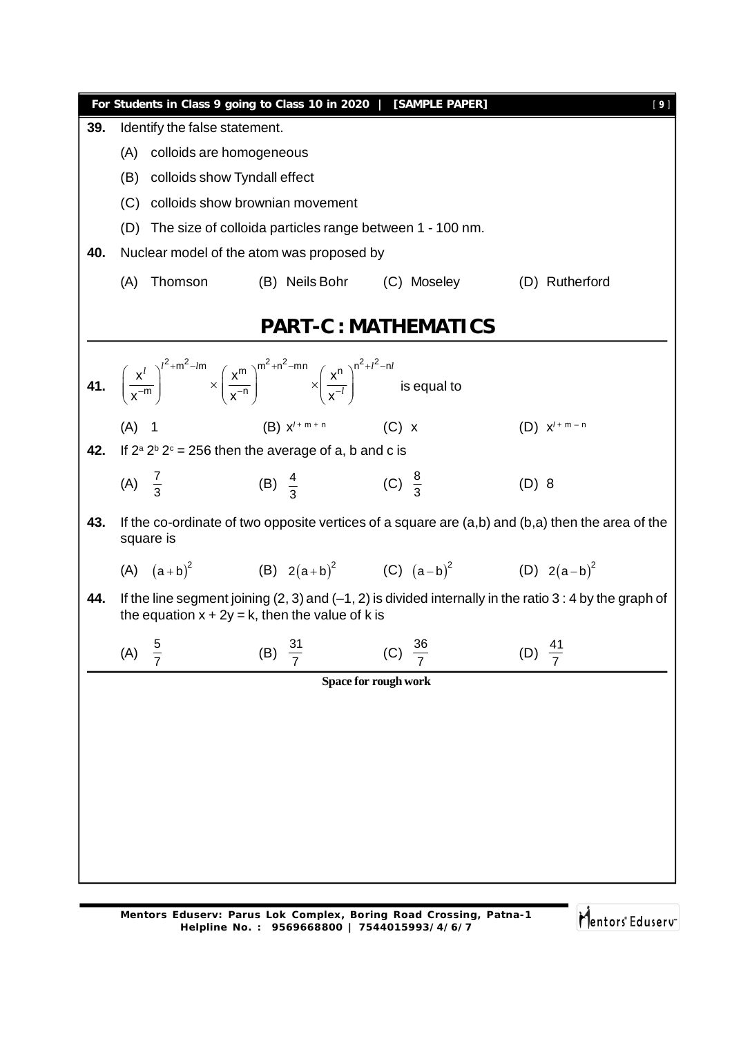**39.** Identify the false statement.

(A) colloids are homogeneous

(B) colloids show Tyndall effect

(C) colloids show brownian movement

(D) The size of colloida particles range between 1 - 100 nm.

**40.** Nuclear model of the atom was proposed by

(A) Thomson (B) Neils Bohr (C) Moseley (D) Rutherford

# PART-C : MATHEMATICS

**41.** $\left(\frac{x^l}{x^{-m}}\right)^{l^2+m^2-lm} \times \left(\frac{x^m}{x^{-n}}\right)^{m^2+n^2-mn} \times \left(\frac{x^n}{x^{-l}}\right)^{n^2+l^2-nl}$ is equal to

(A) 1 (B) $x^{l+m+n}$ (C) x (D) $x^{l+m-n}$

**42.** If $2^a 2^b 2^c = 256$ then the average of a, b and c is

(A) $\frac{7}{3}$ (B) $\frac{4}{3}$ (C) $\frac{8}{3}$ (D) 8

**43.** If the co-ordinate of two opposite vertices of a square are (a,b) and (b,a) then the area of the square is

(A) $(a+b)^2$ (B) $2(a+b)^2$ (C) $(a-b)^2$ (D) $2(a-b)^2$

**44.** If the line segment joining (2, 3) and (–1, 2) is divided internally in the ratio 3 : 4 by the graph of the equation $x + 2y = k$, then the value of k is

(A) $\frac{5}{7}$ (B) $\frac{31}{7}$ (C) $\frac{36}{7}$ (D) $\frac{41}{7}$

**Space for rough work**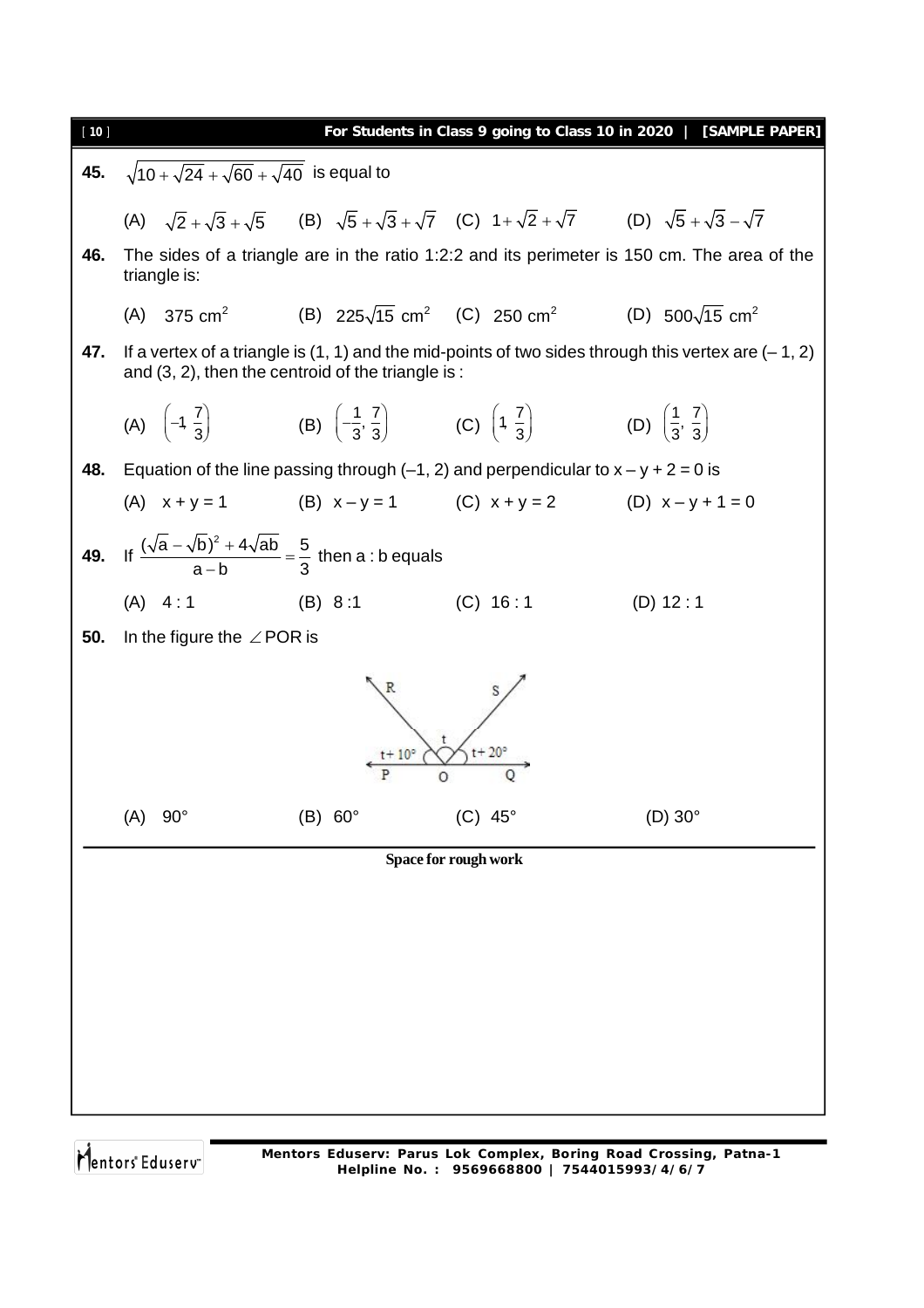**45.** $\sqrt{10+\sqrt{24}+\sqrt{60}+\sqrt{40}}$ is equal to

(A) $\sqrt{2}+\sqrt{3}+\sqrt{5}$ (B) $\sqrt{5}+\sqrt{3}+\sqrt{7}$ (C) $1+\sqrt{2}+\sqrt{7}$ (D) $\sqrt{5}+\sqrt{3}-\sqrt{7}$

**46.** The sides of a triangle are in the ratio 1:2:2 and its perimeter is 150 cm. The area of the triangle is:

(A) $375 \text{ cm}^2$ (B) $225\sqrt{15} \text{ cm}^2$ (C) $250 \text{ cm}^2$ (D) $500\sqrt{15} \text{ cm}^2$

**47.** If a vertex of a triangle is (1, 1) and the mid-points of two sides through this vertex are (– 1, 2) and (3, 2), then the centroid of the triangle is :

(A) $\left(-1\ \frac{7}{3}\right)$ (B) $\left(-\frac{1}{3}, \frac{7}{3}\right)$ (C) $\left(1\ \frac{7}{3}\right)$ (D) $\left(\frac{1}{3}, \frac{7}{3}\right)$

**48.** Equation of the line passing through (–1, 2) and perpendicular to $x - y + 2 = 0$ is

(A) $x + y = 1$ (B) $x - y = 1$ (C) $x + y = 2$ (D) $x - y + 1 = 0$

**49.** If $\frac{(\sqrt{a}-\sqrt{b})^2+4\sqrt{ab}}{a-b}=\frac{5}{3}$ then a : b equals

(A) 4 : 1 (B) 8 :1 (C) 16 : 1 (D) 12 : 1

**50.** In the figure the $\angle$POR is

(A) 90° (B) 60° (C) 45° (D) 30°

Space for rough work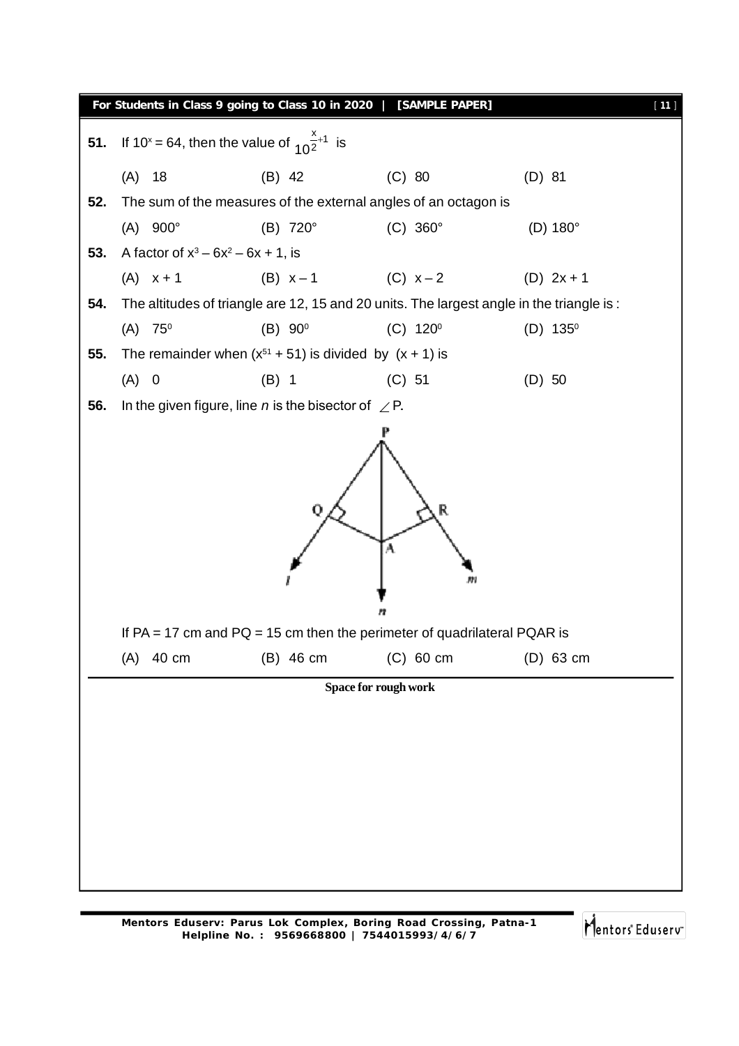**51.** If $10^x = 64$, then the value of $10^{\frac{x}{2}+1}$ is

(A) 18 (B) 42 (C) 80 (D) 81

**52.** The sum of the measures of the external angles of an octagon is

(A) 900° (B) 720° (C) 360° (D) 180°

**53.** A factor of $x^3 - 6x^2 - 6x + 1$, is

(A) $x + 1$ (B) $x - 1$ (C) $x - 2$ (D) $2x + 1$

**54.** The altitudes of triangle are 12, 15 and 20 units. The largest angle in the triangle is :

(A) $75^0$ (B) $90^0$ (C) $120^0$ (D) $135^0$

**55.** The remainder when $(x^{51} + 51)$ is divided by $(x + 1)$ is

(A) 0 (B) 1 (C) 51 (D) 50

**56.** In the given figure, line *n* is the bisector of $\angle$P.

If PA = 17 cm and PQ = 15 cm then the perimeter of quadrilateral PQAR is

(A) 40 cm (B) 46 cm (C) 60 cm (D) 63 cm

**Space for rough work**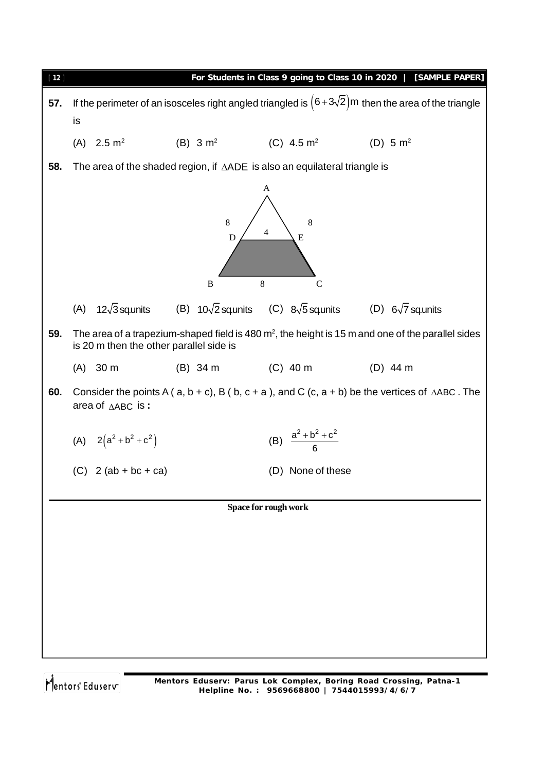**57.** If the perimeter of an isosceles right angled triangled is $\left(6+3\sqrt{2}\right)$m then the area of the triangle is

(A) 2.5 $m^2$ (B) 3 $m^2$ (C) 4.5 $m^2$ (D) 5 $m^2$

**58.** The area of the shaded region, if $\triangle ADE$ is also an equilateral triangle is

(A) $12\sqrt{3}$ sq.units (B) $10\sqrt{2}$ sq.units (C) $8\sqrt{5}$ sq.units (D) $6\sqrt{7}$ sq.units

**59.** The area of a trapezium-shaped field is 480 $m^2$, the height is 15 m and one of the parallel sides is 20 m then the other parallel side is

(A) 30 m (B) 34 m (C) 40 m (D) 44 m

**60.** Consider the points A ( a, b + c), B ( b, c + a ), and C (c, a + b) be the vertices of $\triangle ABC$. The area of $\triangle ABC$ is **:**

(A) $2\left(a^2+b^2+c^2\right)$ (B) $\dfrac{a^2+b^2+c^2}{6}$

(C) 2 (ab + bc + ca) (D) None of these

**Space for rough work**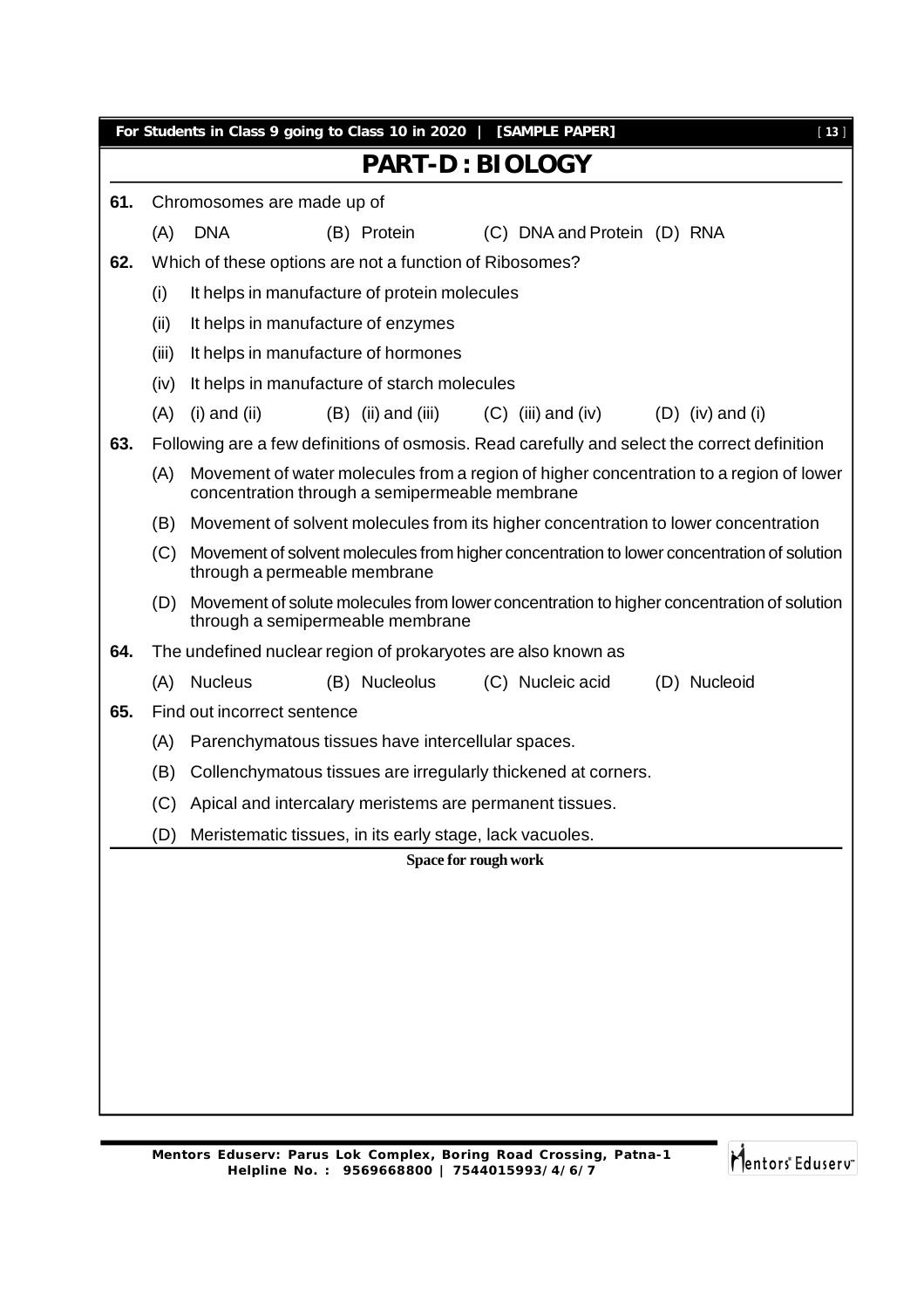# PART-D : BIOLOGY

**61.** Chromosomes are made up of

(A) DNA (B) Protein (C) DNA and Protein (D) RNA

**62.** Which of these options are not a function of Ribosomes?

(i) It helps in manufacture of protein molecules

(ii) It helps in manufacture of enzymes

(iii) It helps in manufacture of hormones

(iv) It helps in manufacture of starch molecules

(A) (i) and (ii) (B) (ii) and (iii) (C) (iii) and (iv) (D) (iv) and (i)

**63.** Following are a few definitions of osmosis. Read carefully and select the correct definition

(A) Movement of water molecules from a region of higher concentration to a region of lower concentration through a semipermeable membrane

(B) Movement of solvent molecules from its higher concentration to lower concentration

(C) Movement of solvent molecules from higher concentration to lower concentration of solution through a permeable membrane

(D) Movement of solute molecules from lower concentration to higher concentration of solution through a semipermeable membrane

**64.** The undefined nuclear region of prokaryotes are also known as

(A) Nucleus (B) Nucleolus (C) Nucleic acid (D) Nucleoid

**65.** Find out incorrect sentence

(A) Parenchymatous tissues have intercellular spaces.

(B) Collenchymatous tissues are irregularly thickened at corners.

(C) Apical and intercalary meristems are permanent tissues.

(D) Meristematic tissues, in its early stage, lack vacuoles.

**Space for rough work**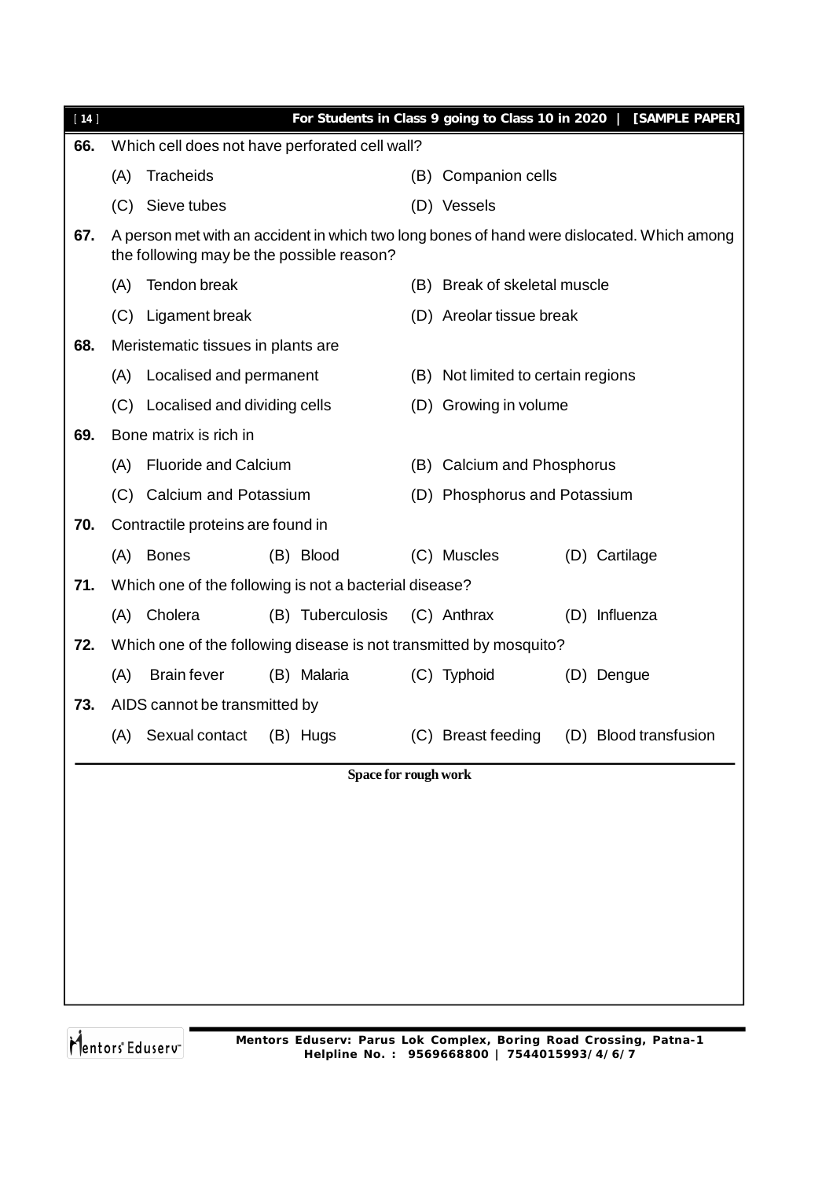**66.** Which cell does not have perforated cell wall?

(A) Tracheids
(B) Companion cells
(C) Sieve tubes
(D) Vessels

**67.** A person met with an accident in which two long bones of hand were dislocated. Which among the following may be the possible reason?

(A) Tendon break
(B) Break of skeletal muscle
(C) Ligament break
(D) Areolar tissue break

**68.** Meristematic tissues in plants are

(A) Localised and permanent
(B) Not limited to certain regions
(C) Localised and dividing cells
(D) Growing in volume

**69.** Bone matrix is rich in

(A) Fluoride and Calcium
(B) Calcium and Phosphorus
(C) Calcium and Potassium
(D) Phosphorus and Potassium

**70.** Contractile proteins are found in

(A) Bones (B) Blood (C) Muscles (D) Cartilage

**71.** Which one of the following is not a bacterial disease?

(A) Cholera (B) Tuberculosis (C) Anthrax (D) Influenza

**72.** Which one of the following disease is not transmitted by mosquito?

(A) Brain fever (B) Malaria (C) Typhoid (D) Dengue

**73.** AIDS cannot be transmitted by

(A) Sexual contact (B) Hugs (C) Breast feeding (D) Blood transfusion

**Space for rough work**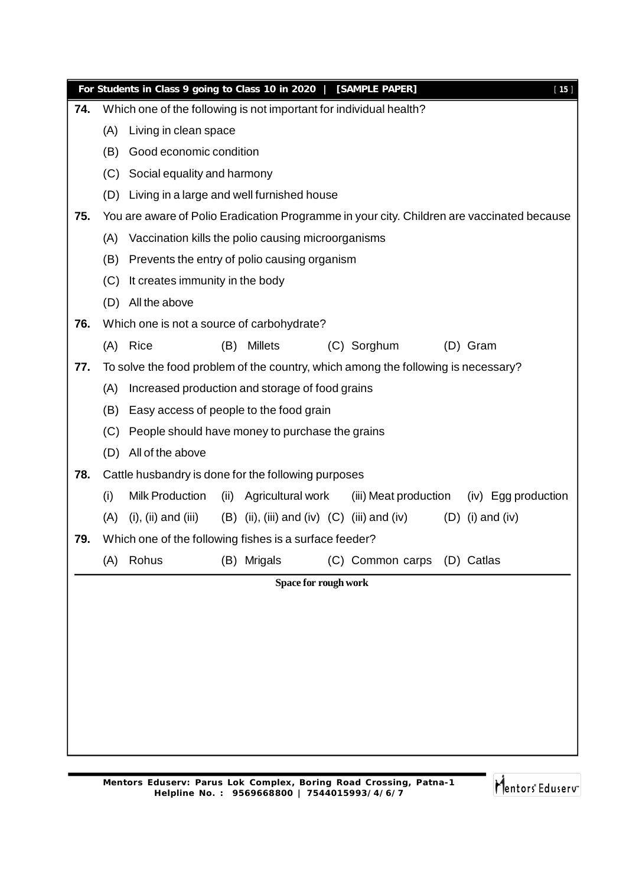**74.** Which one of the following is not important for individual health?

(A) Living in clean space

(B) Good economic condition

(C) Social equality and harmony

(D) Living in a large and well furnished house

**75.** You are aware of Polio Eradication Programme in your city. Children are vaccinated because

(A) Vaccination kills the polio causing microorganisms

(B) Prevents the entry of polio causing organism

(C) It creates immunity in the body

(D) All the above

**76.** Which one is not a source of carbohydrate?

(A) Rice (B) Millets (C) Sorghum (D) Gram

**77.** To solve the food problem of the country, which among the following is necessary?

(A) Increased production and storage of food grains

(B) Easy access of people to the food grain

(C) People should have money to purchase the grains

(D) All of the above

**78.** Cattle husbandry is done for the following purposes

(i) Milk Production (ii) Agricultural work (iii) Meat production (iv) Egg production

(A) (i), (ii) and (iii) (B) (ii), (iii) and (iv) (C) (iii) and (iv) (D) (i) and (iv)

**79.** Which one of the following fishes is a surface feeder?

(A) Rohus (B) Mrigals (C) Common carps (D) Catlas

**Space for rough work**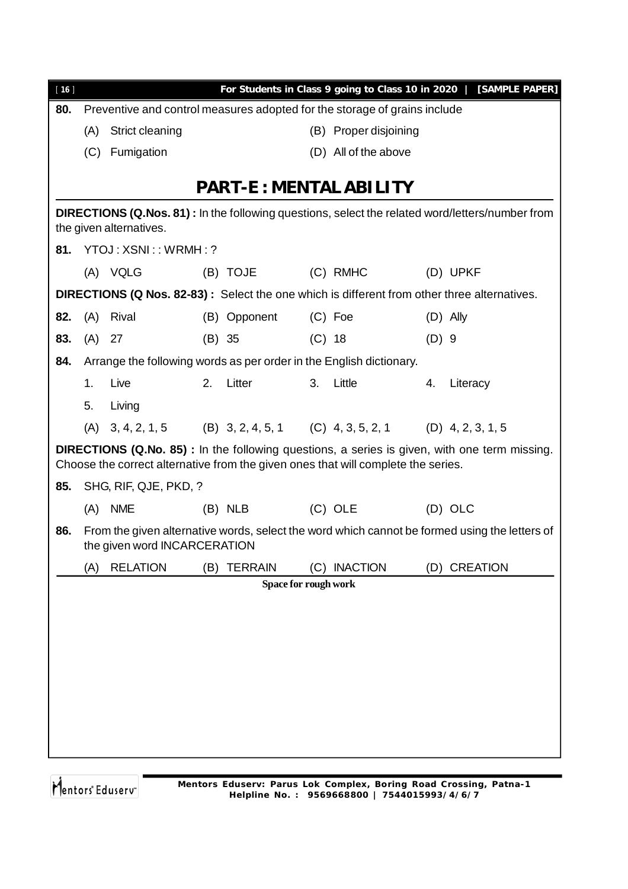**80.** Preventive and control measures adopted for the storage of grains include

(A) Strict cleaning (B) Proper disjoining

(C) Fumigation (D) All of the above

## PART-E : MENTAL ABILITY

**DIRECTIONS (Q.Nos. 81) :** In the following questions, select the related word/letters/number from the given alternatives.

**81.** YTOJ : XSNI : : WRMH : ?

(A) VQLG (B) TOJE (C) RMHC (D) UPKF

**DIRECTIONS (Q Nos. 82-83) :** Select the one which is different from other three alternatives.

**82.** (A) Rival (B) Opponent (C) Foe (D) Ally

**83.** (A) 27 (B) 35 (C) 18 (D) 9

**84.** Arrange the following words as per order in the English dictionary.

1. Live 2. Litter 3. Little 4. Literacy

5. Living

(A) 3, 4, 2, 1, 5 (B) 3, 2, 4, 5, 1 (C) 4, 3, 5, 2, 1 (D) 4, 2, 3, 1, 5

**DIRECTIONS (Q.No. 85) :** In the following questions, a series is given, with one term missing. Choose the correct alternative from the given ones that will complete the series.

**85.** SHG, RIF, QJE, PKD, ?

(A) NME (B) NLB (C) OLE (D) OLC

**86.** From the given alternative words, select the word which cannot be formed using the letters of the given word INCARCERATION

(A) RELATION (B) TERRAIN (C) INACTION (D) CREATION

Space for rough work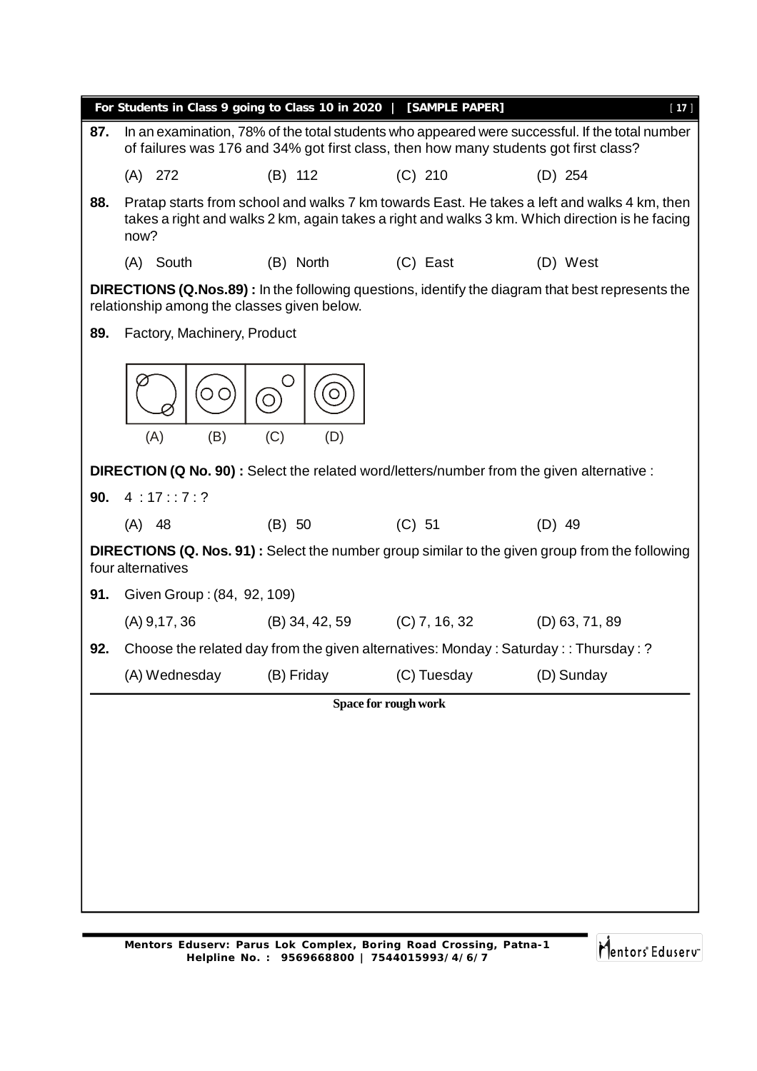**87.** In an examination, 78% of the total students who appeared were successful. If the total number of failures was 176 and 34% got first class, then how many students got first class?

(A) 272 (B) 112 (C) 210 (D) 254

**88.** Pratap starts from school and walks 7 km towards East. He takes a left and walks 4 km, then takes a right and walks 2 km, again takes a right and walks 3 km. Which direction is he facing now?

(A) South (B) North (C) East (D) West

**DIRECTIONS (Q.Nos.89) :** In the following questions, identify the diagram that best represents the relationship among the classes given below.

**89.** Factory, Machinery, Product

(A) (B) (C) (D)

**DIRECTION (Q No. 90) :** Select the related word/letters/number from the given alternative :

**90.** 4 : 17 : : 7 : ?

(A) 48 (B) 50 (C) 51 (D) 49

**DIRECTIONS (Q. Nos. 91) :** Select the number group similar to the given group from the following four alternatives

**91.** Given Group : (84, 92, 109)

(A) 9,17, 36 (B) 34, 42, 59 (C) 7, 16, 32 (D) 63, 71, 89

**92.** Choose the related day from the given alternatives: Monday : Saturday : : Thursday : ?

(A) Wednesday (B) Friday (C) Tuesday (D) Sunday

**Space for rough work**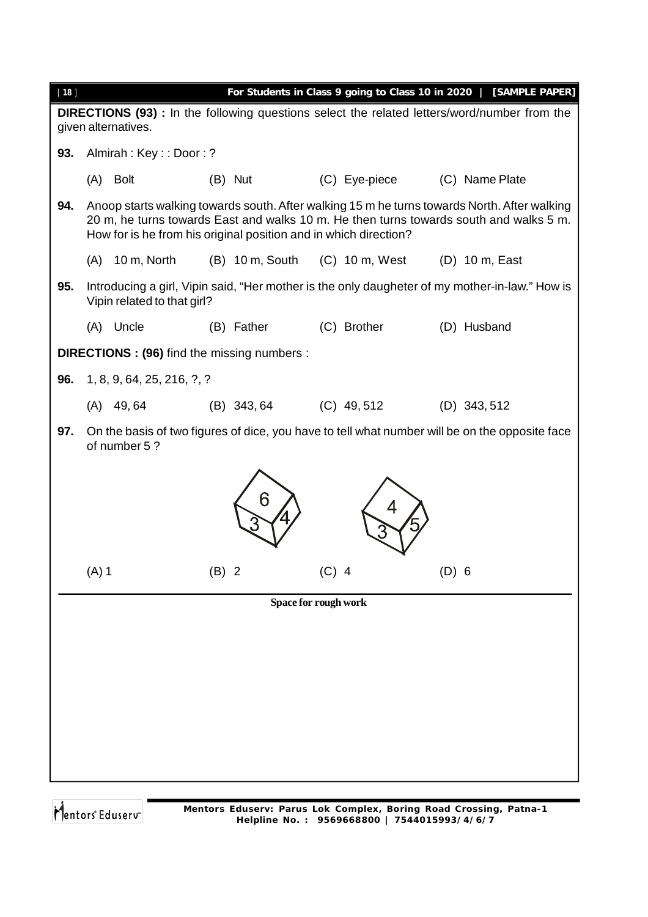**DIRECTIONS (93) :** In the following questions select the related letters/word/number from the given alternatives.

**93.** Almirah : Key : : Door : ?

(A) Bolt (B) Nut (C) Eye-piece (C) Name Plate

**94.** Anoop starts walking towards south. After walking 15 m he turns towards North. After walking 20 m, he turns towards East and walks 10 m. He then turns towards south and walks 5 m. How for is he from his original position and in which direction?

(A) 10 m, North (B) 10 m, South (C) 10 m, West (D) 10 m, East

**95.** Introducing a girl, Vipin said, "Her mother is the only daugheter of my mother-in-law." How is Vipin related to that girl?

(A) Uncle (B) Father (C) Brother (D) Husband

**DIRECTIONS : (96)** find the missing numbers :

**96.** 1, 8, 9, 64, 25, 216, ?, ?

(A) 49, 64 (B) 343, 64 (C) 49, 512 (D) 343, 512

**97.** On the basis of two figures of dice, you have to tell what number will be on the opposite face of number 5 ?

(A) 1 (B) 2 (C) 4 (D) 6

Space for rough work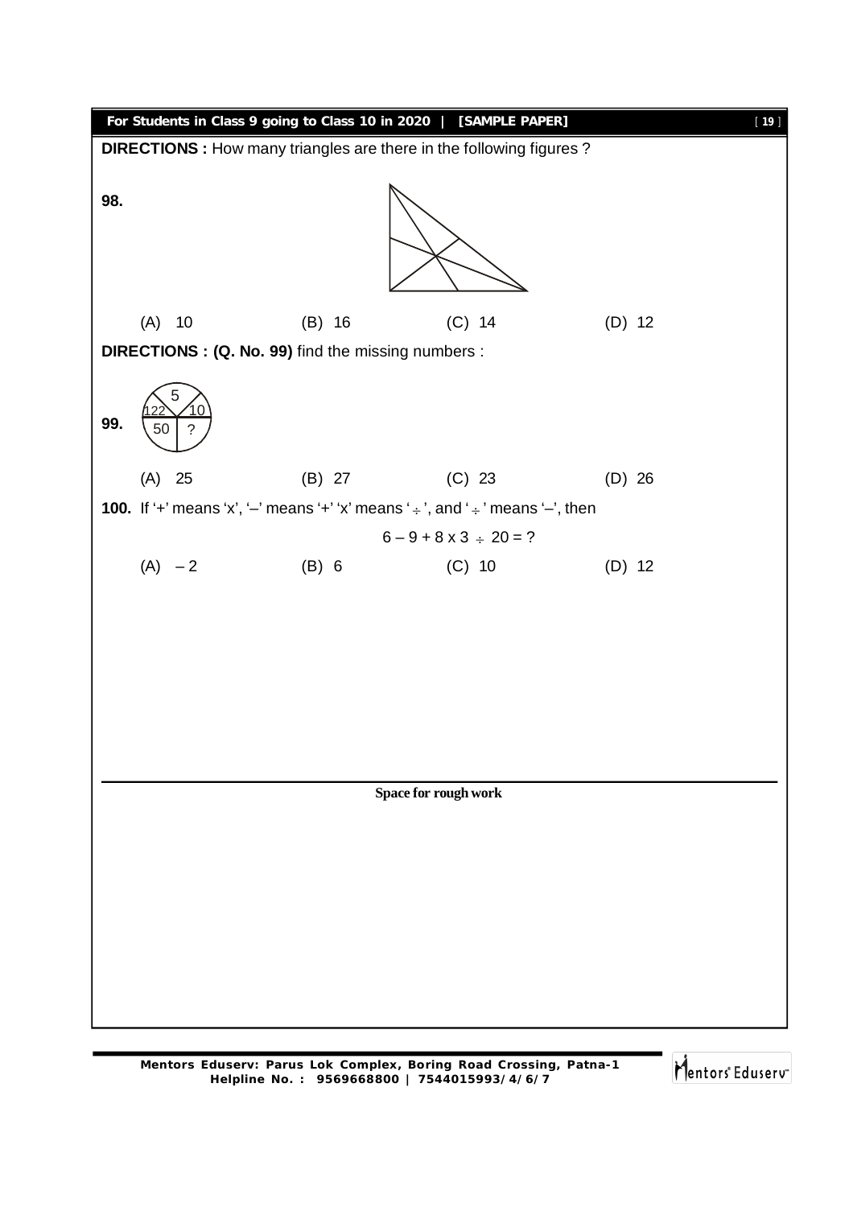**DIRECTIONS :** How many triangles are there in the following figures ?

**98.**

(A) 10 (B) 16 (C) 14 (D) 12

**DIRECTIONS : (Q. No. 99)** find the missing numbers :

**99.**

| | 5 | |
|---|---|---|
| 122 | | 10 |
| 50 | | ? |

(A) 25 (B) 27 (C) 23 (D) 26

**100.** If '+' means 'x', '–' means '+' 'x' means '÷', and '÷' means '–', then

$$6 - 9 + 8 \times 3 \div 20 = ?$$

(A) – 2 (B) 6 (C) 10 (D) 12

**Space for rough work**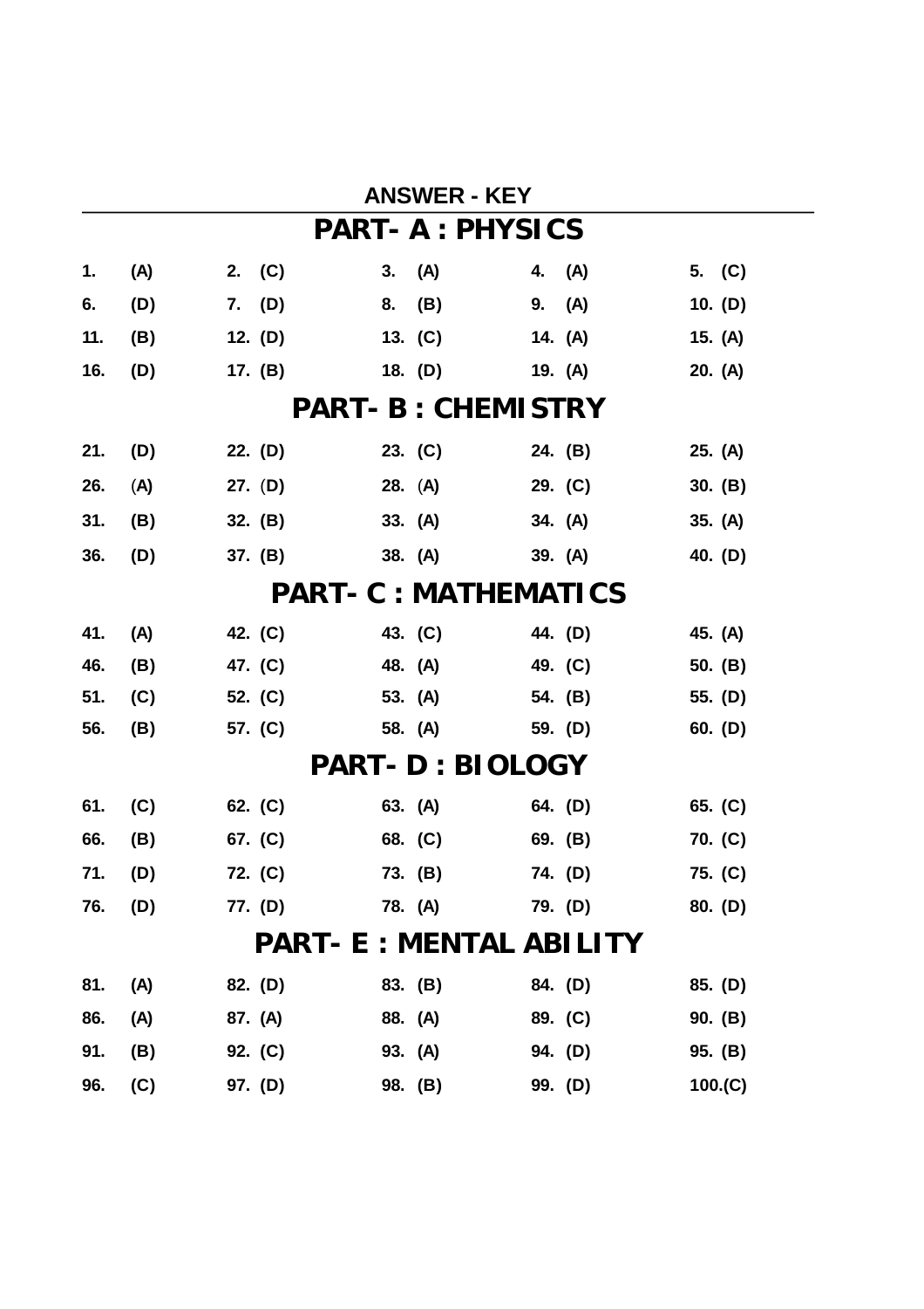## ANSWER - KEY

## PART- A : PHYSICS

| | | | | |
|---|---|---|---|---|
| 1. (A) | 2. (C) | 3. (A) | 4. (A) | 5. (C) |
| 6. (D) | 7. (D) | 8. (B) | 9. (A) | 10. (D) |
| 11. (B) | 12. (D) | 13. (C) | 14. (A) | 15. (A) |
| 16. (D) | 17. (B) | 18. (D) | 19. (A) | 20. (A) |

## PART- B : CHEMISTRY

| | | | | |
|---|---|---|---|---|
| 21. (D) | 22. (D) | 23. (C) | 24. (B) | 25. (A) |
| 26. (A) | 27. (D) | 28. (A) | 29. (C) | 30. (B) |
| 31. (B) | 32. (B) | 33. (A) | 34. (A) | 35. (A) |
| 36. (D) | 37. (B) | 38. (A) | 39. (A) | 40. (D) |

## PART- C : MATHEMATICS

| | | | | |
|---|---|---|---|---|
| 41. (A) | 42. (C) | 43. (C) | 44. (D) | 45. (A) |
| 46. (B) | 47. (C) | 48. (A) | 49. (C) | 50. (B) |
| 51. (C) | 52. (C) | 53. (A) | 54. (B) | 55. (D) |
| 56. (B) | 57. (C) | 58. (A) | 59. (D) | 60. (D) |

## PART- D : BIOLOGY

| | | | | |
|---|---|---|---|---|
| 61. (C) | 62. (C) | 63. (A) | 64. (D) | 65. (C) |
| 66. (B) | 67. (C) | 68. (C) | 69. (B) | 70. (C) |
| 71. (D) | 72. (C) | 73. (B) | 74. (D) | 75. (C) |
| 76. (D) | 77. (D) | 78. (A) | 79. (D) | 80. (D) |

## PART- E : MENTAL ABILITY

| | | | | |
|---|---|---|---|---|
| 81. (A) | 82. (D) | 83. (B) | 84. (D) | 85. (D) |
| 86. (A) | 87. (A) | 88. (A) | 89. (C) | 90. (B) |
| 91. (B) | 92. (C) | 93. (A) | 94. (D) | 95. (B) |
| 96. (C) | 97. (D) | 98. (B) | 99. (D) | 100.(C) |